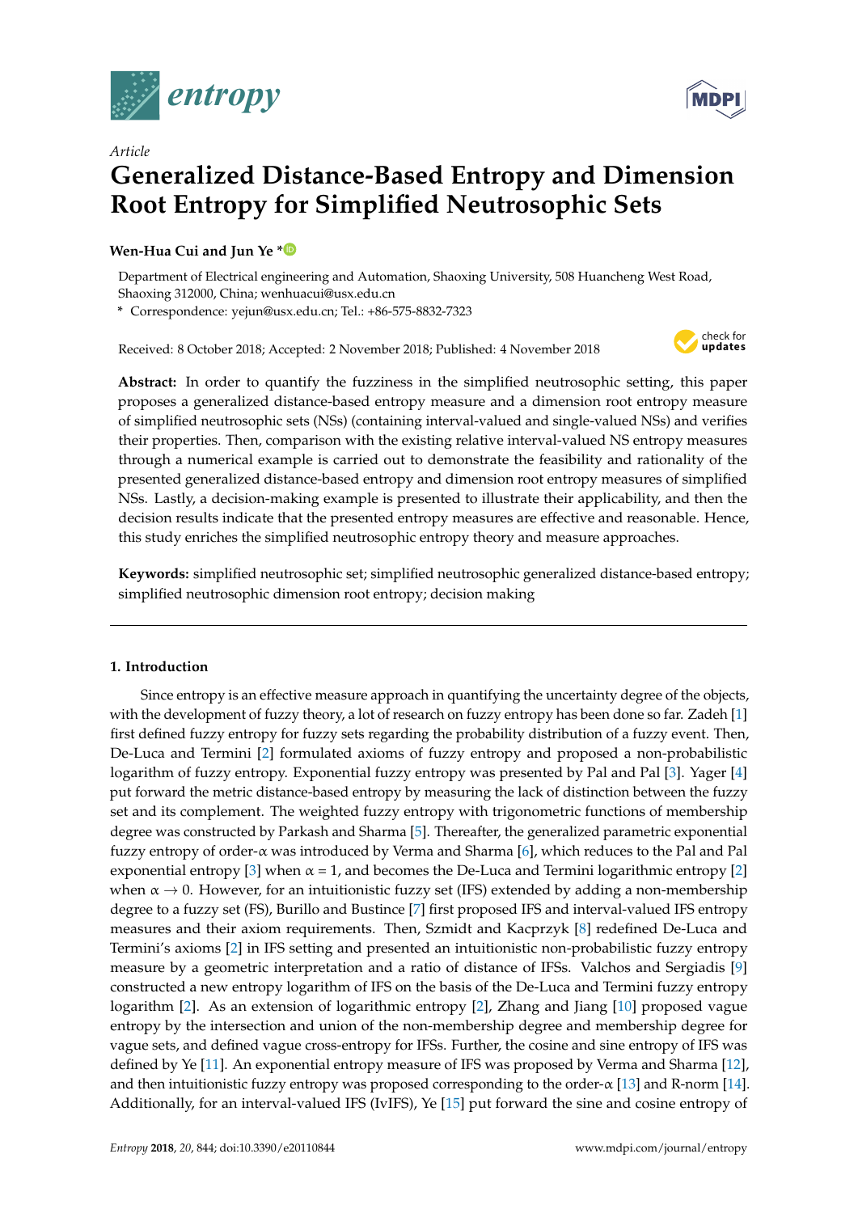*Article*

# Generalized Distance-Based Entropy and Dimension Root Entropy for Simplified Neutrosophic Sets

**Wen-Hua Cui and Jun Ye ***

Department of Electrical engineering and Automation, Shaoxing University, 508 Huancheng West Road, Shaoxing 312000, China; wenhuacui@usx.edu.cn

* Correspondence: yejun@usx.edu.cn; Tel.: +86-575-8832-7323

Received: 8 October 2018; Accepted: 2 November 2018; Published: 4 November 2018

**Abstract:** In order to quantify the fuzziness in the simplified neutrosophic setting, this paper proposes a generalized distance-based entropy measure and a dimension root entropy measure of simplified neutrosophic sets (NSs) (containing interval-valued and single-valued NSs) and verifies their properties. Then, comparison with the existing relative interval-valued NS entropy measures through a numerical example is carried out to demonstrate the feasibility and rationality of the presented generalized distance-based entropy and dimension root entropy measures of simplified NSs. Lastly, a decision-making example is presented to illustrate their applicability, and then the decision results indicate that the presented entropy measures are effective and reasonable. Hence, this study enriches the simplified neutrosophic entropy theory and measure approaches.

**Keywords:** simplified neutrosophic set; simplified neutrosophic generalized distance-based entropy; simplified neutrosophic dimension root entropy; decision making

## 1. Introduction

Since entropy is an effective measure approach in quantifying the uncertainty degree of the objects, with the development of fuzzy theory, a lot of research on fuzzy entropy has been done so far. Zadeh [1] first defined fuzzy entropy for fuzzy sets regarding the probability distribution of a fuzzy event. Then, De-Luca and Termini [2] formulated axioms of fuzzy entropy and proposed a non-probabilistic logarithm of fuzzy entropy. Exponential fuzzy entropy was presented by Pal and Pal [3]. Yager [4] put forward the metric distance-based entropy by measuring the lack of distinction between the fuzzy set and its complement. The weighted fuzzy entropy with trigonometric functions of membership degree was constructed by Parkash and Sharma [5]. Thereafter, the generalized parametric exponential fuzzy entropy of order-α was introduced by Verma and Sharma [6], which reduces to the Pal and Pal exponential entropy [3] when α = 1, and becomes the De-Luca and Termini logarithmic entropy [2] when α → 0. However, for an intuitionistic fuzzy set (IFS) extended by adding a non-membership degree to a fuzzy set (FS), Burillo and Bustince [7] first proposed IFS and interval-valued IFS entropy measures and their axiom requirements. Then, Szmidt and Kacprzyk [8] redefined De-Luca and Termini's axioms [2] in IFS setting and presented an intuitionistic non-probabilistic fuzzy entropy measure by a geometric interpretation and a ratio of distance of IFSs. Valchos and Sergiadis [9] constructed a new entropy logarithm of IFS on the basis of the De-Luca and Termini fuzzy entropy logarithm [2]. As an extension of logarithmic entropy [2], Zhang and Jiang [10] proposed vague entropy by the intersection and union of the non-membership degree and membership degree for vague sets, and defined vague cross-entropy for IFSs. Further, the cosine and sine entropy of IFS was defined by Ye [11]. An exponential entropy measure of IFS was proposed by Verma and Sharma [12], and then intuitionistic fuzzy entropy was proposed corresponding to the order-α [13] and R-norm [14]. Additionally, for an interval-valued IFS (IvIFS), Ye [15] put forward the sine and cosine entropy of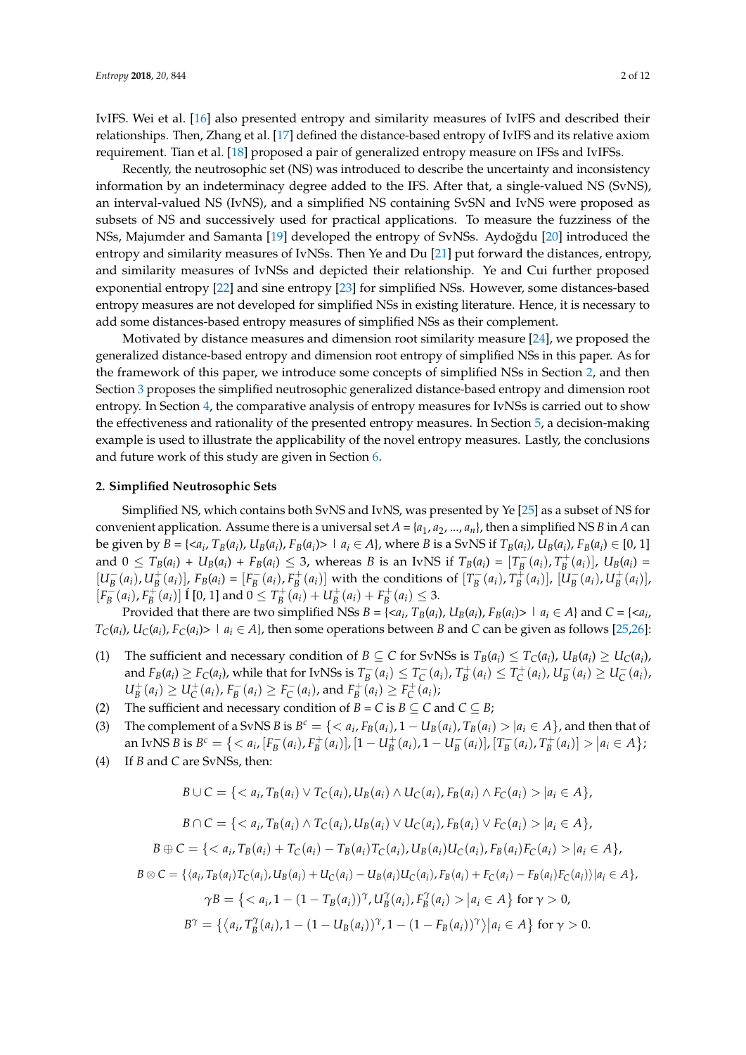IvIFS. Wei et al. [16] also presented entropy and similarity measures of IvIFS and described their relationships. Then, Zhang et al. [17] defined the distance-based entropy of IvIFS and its relative axiom requirement. Tian et al. [18] proposed a pair of generalized entropy measure on IFSs and IvIFSs.

Recently, the neutrosophic set (NS) was introduced to describe the uncertainty and inconsistency information by an indeterminacy degree added to the IFS. After that, a single-valued NS (SvNS), an interval-valued NS (IvNS), and a simplified NS containing SvSN and IvNS were proposed as subsets of NS and successively used for practical applications. To measure the fuzziness of the NSs, Majumder and Samanta [19] developed the entropy of SvNSs. Aydoğdu [20] introduced the entropy and similarity measures of IvNSs. Then Ye and Du [21] put forward the distances, entropy, and similarity measures of IvNSs and depicted their relationship. Ye and Cui further proposed exponential entropy [22] and sine entropy [23] for simplified NSs. However, some distances-based entropy measures are not developed for simplified NSs in existing literature. Hence, it is necessary to add some distances-based entropy measures of simplified NSs as their complement.

Motivated by distance measures and dimension root similarity measure [24], we proposed the generalized distance-based entropy and dimension root entropy of simplified NSs in this paper. As for the framework of this paper, we introduce some concepts of simplified NSs in Section 2, and then Section 3 proposes the simplified neutrosophic generalized distance-based entropy and dimension root entropy. In Section 4, the comparative analysis of entropy measures for IvNSs is carried out to show the effectiveness and rationality of the presented entropy measures. In Section 5, a decision-making example is used to illustrate the applicability of the novel entropy measures. Lastly, the conclusions and future work of this study are given in Section 6.

## 2. Simplified Neutrosophic Sets

Simplified NS, which contains both SvNS and IvNS, was presented by Ye [25] as a subset of NS for convenient application. Assume there is a universal set $A = \{a_1, a_2, ..., a_n\}$, then a simplified NS $B$ in $A$ can be given by $B = \{<a_i, T_B(a_i), U_B(a_i), F_B(a_i)> \mid a_i \in A\}$, where $B$ is a SvNS if $T_B(a_i), U_B(a_i), F_B(a_i) \in [0, 1]$ and $0 \leq T_B(a_i) + U_B(a_i) + F_B(a_i) \leq 3$, whereas $B$ is an IvNS if $T_B(a_i) = [T_B^-(a_i), T_B^+(a_i)]$, $U_B(a_i) = [U_B^-(a_i), U_B^+(a_i)]$, $F_B(a_i) = [F_B^-(a_i), F_B^+(a_i)]$ with the conditions of $[T_B^-(a_i), T_B^+(a_i)]$, $[U_B^-(a_i), U_B^+(a_i)]$, $[F_B^-(a_i), F_B^+(a_i)]$ Í [0, 1] and $0 \leq T_B^+(a_i) + U_B^+(a_i) + F_B^+(a_i) \leq 3$.

Provided that there are two simplified NSs $B = \{<a_i, T_B(a_i), U_B(a_i), F_B(a_i)> \mid a_i \in A\}$ and $C = \{<a_i, T_C(a_i), U_C(a_i), F_C(a_i)> \mid a_i \in A\}$, then some operations between $B$ and $C$ can be given as follows [25,26]:

(1) The sufficient and necessary condition of $B \subseteq C$ for SvNSs is $T_B(a_i) \leq T_C(a_i)$, $U_B(a_i) \geq U_C(a_i)$, and $F_B(a_i) \geq F_C(a_i)$, while that for IvNSs is $T_B^-(a_i) \leq T_C^-(a_i)$, $T_B^+(a_i) \leq T_C^+(a_i)$, $U_B^-(a_i) \geq U_C^-(a_i)$, $U_B^+(a_i) \geq U_C^+(a_i)$, $F_B^-(a_i) \geq F_C^-(a_i)$, and $F_B^+(a_i) \geq F_C^+(a_i)$;

(2) The sufficient and necessary condition of $B = C$ is $B \subseteq C$ and $C \subseteq B$;

(3) The complement of a SvNS $B$ is $B^c = \{< a_i, F_B(a_i), 1 - U_B(a_i), T_B(a_i) > | a_i \in A\}$, and then that of an IvNS $B$ is $B^c = \{< a_i, [F_B^-(a_i), F_B^+(a_i)], [1 - U_B^+(a_i), 1 - U_B^-(a_i)], [T_B^-(a_i), T_B^+(a_i)] > | a_i \in A\}$;

(4) If $B$ and $C$ are SvNSs, then:

$$B \cup C = \{< a_i, T_B(a_i) \vee T_C(a_i), U_B(a_i) \wedge U_C(a_i), F_B(a_i) \wedge F_C(a_i) > | a_i \in A\},$$

$$B \cap C = \{< a_i, T_B(a_i) \wedge T_C(a_i), U_B(a_i) \vee U_C(a_i), F_B(a_i) \vee F_C(a_i) > | a_i \in A\},$$

$$B \oplus C = \{< a_i, T_B(a_i) + T_C(a_i) - T_B(a_i)T_C(a_i), U_B(a_i)U_C(a_i), F_B(a_i)F_C(a_i) > | a_i \in A\},$$

$$B \otimes C = \{\langle a_i, T_B(a_i)T_C(a_i), U_B(a_i) + U_C(a_i) - U_B(a_i)U_C(a_i), F_B(a_i) + F_C(a_i) - F_B(a_i)F_C(a_i)\rangle | a_i \in A\},$$

$$\gamma B = \{< a_i, 1 - (1 - T_B(a_i))^\gamma, U_B^\gamma(a_i), F_B^\gamma(a_i) > | a_i \in A\} \text{ for } \gamma > 0,$$

$$B^\gamma = \{\langle a_i, T_B^\gamma(a_i), 1 - (1 - U_B(a_i))^\gamma, 1 - (1 - F_B(a_i))^\gamma\rangle | a_i \in A\} \text{ for } \gamma > 0.$$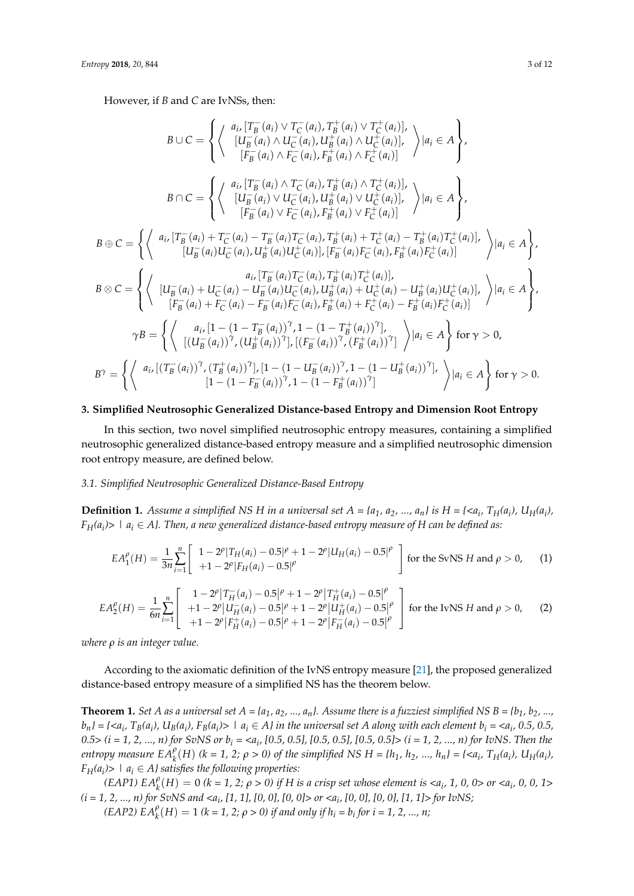However, if *B* and *C* are IvNSs, then:

$$B \cup C = \left\{ \left\langle \begin{array}{c} a_i, [T_B^-(a_i) \vee T_C^-(a_i), T_B^+(a_i) \vee T_C^+(a_i)], \\ [U_B^-(a_i) \wedge U_C^-(a_i), U_B^+(a_i) \wedge U_C^+(a_i)], \\ [F_B^-(a_i) \wedge F_C^-(a_i), F_B^+(a_i) \wedge F_C^+(a_i)] \end{array} \right\rangle | a_i \in A \right\},$$

$$B \cap C = \left\{ \left\langle \begin{array}{c} a_i, [T_B^-(a_i) \wedge T_C^-(a_i), T_B^+(a_i) \wedge T_C^+(a_i)], \\ [U_B^-(a_i) \vee U_C^-(a_i), U_B^+(a_i) \vee U_C^+(a_i)], \\ [F_B^-(a_i) \vee F_C^-(a_i), F_B^+(a_i) \vee F_C^+(a_i)] \end{array} \right\rangle | a_i \in A \right\},$$

$$B \oplus C = \left\{ \left\langle \begin{array}{c} a_i, [T_B^-(a_i) + T_C^-(a_i) - T_B^-(a_i)T_C^-(a_i), T_B^+(a_i) + T_C^+(a_i) - T_B^+(a_i)T_C^+(a_i)], \\ [U_B^-(a_i)U_C^-(a_i), U_B^+(a_i)U_C^+(a_i)], [F_B^-(a_i)F_C^-(a_i), F_B^+(a_i)F_C^+(a_i)] \end{array} \right\rangle | a_i \in A \right\},$$

$$B \otimes C = \left\{ \left\langle \begin{array}{c} a_i, [T_B^-(a_i)T_C^-(a_i), T_B^+(a_i)T_C^+(a_i)], \\ [U_B^-(a_i) + U_C^-(a_i) - U_B^-(a_i)U_C^-(a_i), U_B^+(a_i) + U_C^+(a_i) - U_B^+(a_i)U_C^+(a_i)], \\ [F_B^-(a_i) + F_C^-(a_i) - F_B^-(a_i)F_C^-(a_i), F_B^+(a_i) + F_C^+(a_i) - F_B^+(a_i)F_C^+(a_i)] \end{array} \right\rangle | a_i \in A \right\},$$

$$\gamma B = \left\{ \left\langle \begin{array}{c} a_i, [1 - (1 - T_B^-(a_i))^\gamma, 1 - (1 - T_B^+(a_i))^\gamma], \\ [(U_B^-(a_i))^\gamma, (U_B^+(a_i))^\gamma], [(F_B^-(a_i))^\gamma, (F_B^+(a_i))^\gamma] \end{array} \right\rangle | a_i \in A \right\} \text{ for } \gamma > 0,$$

$$B^\gamma = \left\{ \left\langle \begin{array}{c} a_i, [(T_B^-(a_i))^\gamma, (T_B^+(a_i))^\gamma], [1 - (1 - U_B^-(a_i))^\gamma, 1 - (1 - U_B^+(a_i))^\gamma], \\ [1 - (1 - F_B^-(a_i))^\gamma, 1 - (1 - F_B^+(a_i))^\gamma] \end{array} \right\rangle | a_i \in A \right\} \text{ for } \gamma > 0.$$

## 3. Simplified Neutrosophic Generalized Distance-based Entropy and Dimension Root Entropy

In this section, two novel simplified neutrosophic entropy measures, containing a simplified neutrosophic generalized distance-based entropy measure and a simplified neutrosophic dimension root entropy measure, are defined below.

### 3.1. Simplified Neutrosophic Generalized Distance-Based Entropy

**Definition 1.** *Assume a simplified NS H in a universal set A = {$a_1, a_2, \ldots, a_n$} is H = {<$a_i$, $T_H(a_i)$, $U_H(a_i)$, $F_H(a_i)$> | $a_i \in A$}. Then, a new generalized distance-based entropy measure of H can be defined as:*

$$EA_1^\rho(H) = \frac{1}{3n}\sum_{i=1}^{n}\left[ \begin{array}{c} 1 - 2^\rho|T_H(a_i) - 0.5|^\rho + 1 - 2^\rho|U_H(a_i) - 0.5|^\rho \\ +1 - 2^\rho|F_H(a_i) - 0.5|^\rho \end{array} \right] \text{ for the SvNS } H \text{ and } \rho > 0, \tag{1}$$

$$EA_2^\rho(H) = \frac{1}{6n}\sum_{i=1}^{n}\left[ \begin{array}{c} 1 - 2^\rho|T_H^-(a_i) - 0.5|^\rho + 1 - 2^\rho|T_H^+(a_i) - 0.5|^\rho \\ +1 - 2^\rho|U_H^-(a_i) - 0.5|^\rho + 1 - 2^\rho|U_H^+(a_i) - 0.5|^\rho \\ +1 - 2^\rho|F_H^+(a_i) - 0.5|^\rho + 1 - 2^\rho|F_H^-(a_i) - 0.5|^\rho \end{array} \right] \text{ for the IvNS } H \text{ and } \rho > 0, \tag{2}$$

*where ρ is an integer value.*

According to the axiomatic definition of the IvNS entropy measure [21], the proposed generalized distance-based entropy measure of a simplified NS has the theorem below.

**Theorem 1.** *Set A as a universal set A = {$a_1, a_2, \ldots, a_n$}. Assume there is a fuzziest simplified NS B = {$b_1, b_2, \ldots, b_n$} = {<$a_i$, $T_B(a_i)$, $U_B(a_i)$, $F_B(a_i)$> | $a_i \in A$} in the universal set A along with each element $b_i$ = <$a_i$, 0.5, 0.5, 0.5> (i = 1, 2, ..., n) for SvNS or $b_i$ = <$a_i$, [0.5, 0.5], [0.5, 0.5], [0.5, 0.5]> (i = 1, 2, ..., n) for IvNS. Then the entropy measure $EA_k^\rho(H)$ (k = 1, 2; ρ > 0) of the simplified NS H = {$h_1, h_2, \ldots, h_n$} = {<$a_i$, $T_H(a_i)$, $U_H(a_i)$, $F_H(a_i)$> | $a_i \in A$} satisfies the following properties:*

*(EAP1) $EA_k^\rho(H) = 0$ (k = 1, 2; ρ > 0) if H is a crisp set whose element is <$a_i$, 1, 0, 0> or <$a_i$, 0, 0, 1> (i = 1, 2, ..., n) for SvNS and <$a_i$, [1, 1], [0, 0], [0, 0]> or <$a_i$, [0, 0], [0, 0], [1, 1]> for IvNS;*

*(EAP2) $EA_k^\rho(H) = 1$ (k = 1, 2; ρ > 0) if and only if $h_i = b_i$ for i = 1, 2, ..., n;*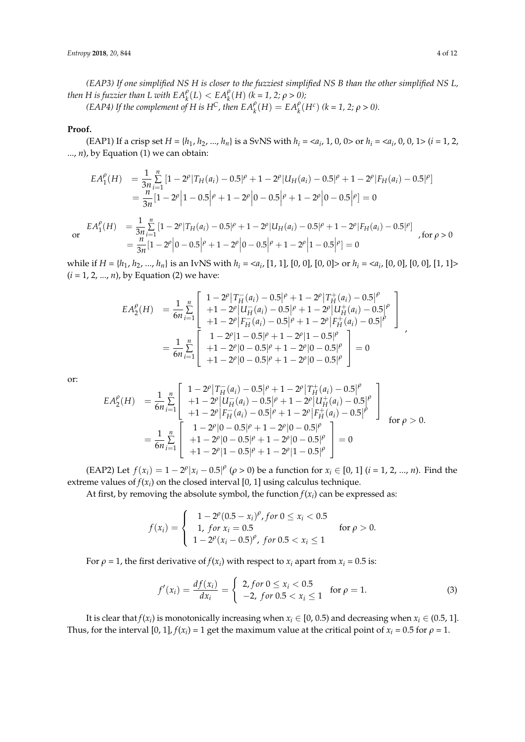*(EAP3) If one simplified NS H is closer to the fuzziest simplified NS B than the other simplified NS L, then H is fuzzier than L with $EA_k^\rho(L) < EA_k^\rho(H)$ (k = 1, 2; ρ > 0);*

*(EAP4) If the complement of H is $H^C$, then $EA_k^\rho(H) = EA_k^\rho(H^c)$ (k = 1, 2; ρ > 0).*

**Proof.**

(EAP1) If a crisp set $H = \{h_1, h_2, \ldots, h_n\}$ is a SvNS with $h_i = \langle a_i, 1, 0, 0\rangle$ or $h_i = \langle a_i, 0, 0, 1\rangle$ ($i = 1, 2, \ldots, n$), by Equation (1) we can obtain:

$$
\begin{aligned}
EA_1^\rho(H) &= \frac{1}{3n}\sum_{i=1}^{n}\left[1 - 2^\rho|T_H(a_i) - 0.5|^\rho + 1 - 2^\rho|U_H(a_i) - 0.5|^\rho + 1 - 2^\rho|F_H(a_i) - 0.5|^\rho\right] \\
&= \frac{n}{3n}\left[1 - 2^\rho\left|1 - 0.5\right|^\rho + 1 - 2^\rho\left|0 - 0.5\right|^\rho + 1 - 2^\rho\left|0 - 0.5\right|^\rho\right] = 0
\end{aligned}
$$

or

$$
\begin{aligned}
EA_1^\rho(H) &= \frac{1}{3n}\sum_{i=1}^{n}\left[1 - 2^\rho|T_H(a_i) - 0.5|^\rho + 1 - 2^\rho|U_H(a_i) - 0.5|^\rho + 1 - 2^\rho|F_H(a_i) - 0.5|^\rho\right] \\
&= \frac{n}{3n}\left[1 - 2^\rho\left|0 - 0.5\right|^\rho + 1 - 2^\rho\left|0 - 0.5\right|^\rho + 1 - 2^\rho\left|1 - 0.5\right|^\rho\right] = 0
\end{aligned}
\quad \text{, for } \rho > 0
$$

while if $H = \{h_1, h_2, \ldots, h_n\}$ is an IvNS with $h_i = \langle a_i, [1, 1], [0, 0], [0, 0]\rangle$ or $h_i = \langle a_i, [0, 0], [0, 0], [1, 1]\rangle$ ($i = 1, 2, \ldots, n$), by Equation (2) we have:

$$
\begin{aligned}
EA_2^\rho(H) &= \frac{1}{6n}\sum_{i=1}^{n}\left[\begin{array}{l}1 - 2^\rho\left|T_H^-(a_i) - 0.5\right|^\rho + 1 - 2^\rho\left|T_H^+(a_i) - 0.5\right|^\rho \\ +1 - 2^\rho\left|U_H^-(a_i) - 0.5\right|^\rho + 1 - 2^\rho\left|U_H^+(a_i) - 0.5\right|^\rho \\ +1 - 2^\rho\left|F_H^-(a_i) - 0.5\right|^\rho + 1 - 2^\rho\left|F_H^+(a_i) - 0.5\right|^\rho\end{array}\right] \\
&= \frac{1}{6n}\sum_{i=1}^{n}\left[\begin{array}{l}1 - 2^\rho|1 - 0.5|^\rho + 1 - 2^\rho|1 - 0.5|^\rho \\ +1 - 2^\rho|0 - 0.5|^\rho + 1 - 2^\rho|0 - 0.5|^\rho \\ +1 - 2^\rho|0 - 0.5|^\rho + 1 - 2^\rho|0 - 0.5|^\rho\end{array}\right] = 0
\end{aligned},
$$

or:

$$
\begin{aligned}
EA_2^\rho(H) &= \frac{1}{6n}\sum_{i=1}^{n}\left[\begin{array}{l}1 - 2^\rho\left|T_H^-(a_i) - 0.5\right|^\rho + 1 - 2^\rho\left|T_H^+(a_i) - 0.5\right|^\rho \\ +1 - 2^\rho\left|U_H^-(a_i) - 0.5\right|^\rho + 1 - 2^\rho\left|U_H^+(a_i) - 0.5\right|^\rho \\ +1 - 2^\rho\left|F_H^-(a_i) - 0.5\right|^\rho + 1 - 2^\rho\left|F_H^+(a_i) - 0.5\right|^\rho\end{array}\right] \\
&= \frac{1}{6n}\sum_{i=1}^{n}\left[\begin{array}{l}1 - 2^\rho|0 - 0.5|^\rho + 1 - 2^\rho|0 - 0.5|^\rho \\ +1 - 2^\rho|0 - 0.5|^\rho + 1 - 2^\rho|0 - 0.5|^\rho \\ +1 - 2^\rho|1 - 0.5|^\rho + 1 - 2^\rho|1 - 0.5|^\rho\end{array}\right] = 0
\end{aligned}
\quad \text{for } \rho > 0.
$$

(EAP2) Let $f(x_i) = 1 - 2^\rho|x_i - 0.5|^\rho$ ($\rho > 0$) be a function for $x_i \in [0, 1]$ ($i = 1, 2, \ldots, n$). Find the extreme values of $f(x_i)$ on the closed interval [0, 1] using calculus technique.

At first, by removing the absolute symbol, the function $f(x_i)$ can be expressed as:

$$
f(x_i) = \begin{cases} 1 - 2^\rho(0.5 - x_i)^\rho, \ for\ 0 \le x_i < 0.5 \\ 1, \ for\ x_i = 0.5 \\ 1 - 2^\rho(x_i - 0.5)^\rho, \ for\ 0.5 < x_i \le 1 \end{cases} \quad \text{for } \rho > 0.
$$

For $\rho = 1$, the first derivative of $f(x_i)$ with respect to $x_i$ apart from $x_i = 0.5$ is:

$$
f'(x_i) = \frac{df(x_i)}{dx_i} = \begin{cases} 2, for\ 0 \le x_i < 0.5 \\ -2, \ for\ 0.5 < x_i \le 1 \end{cases} \quad \text{for } \rho = 1. \tag{3}
$$

It is clear that $f(x_i)$ is monotonically increasing when $x_i \in [0, 0.5)$ and decreasing when $x_i \in (0.5, 1]$. Thus, for the interval [0, 1], $f(x_i) = 1$ get the maximum value at the critical point of $x_i = 0.5$ for $\rho = 1$.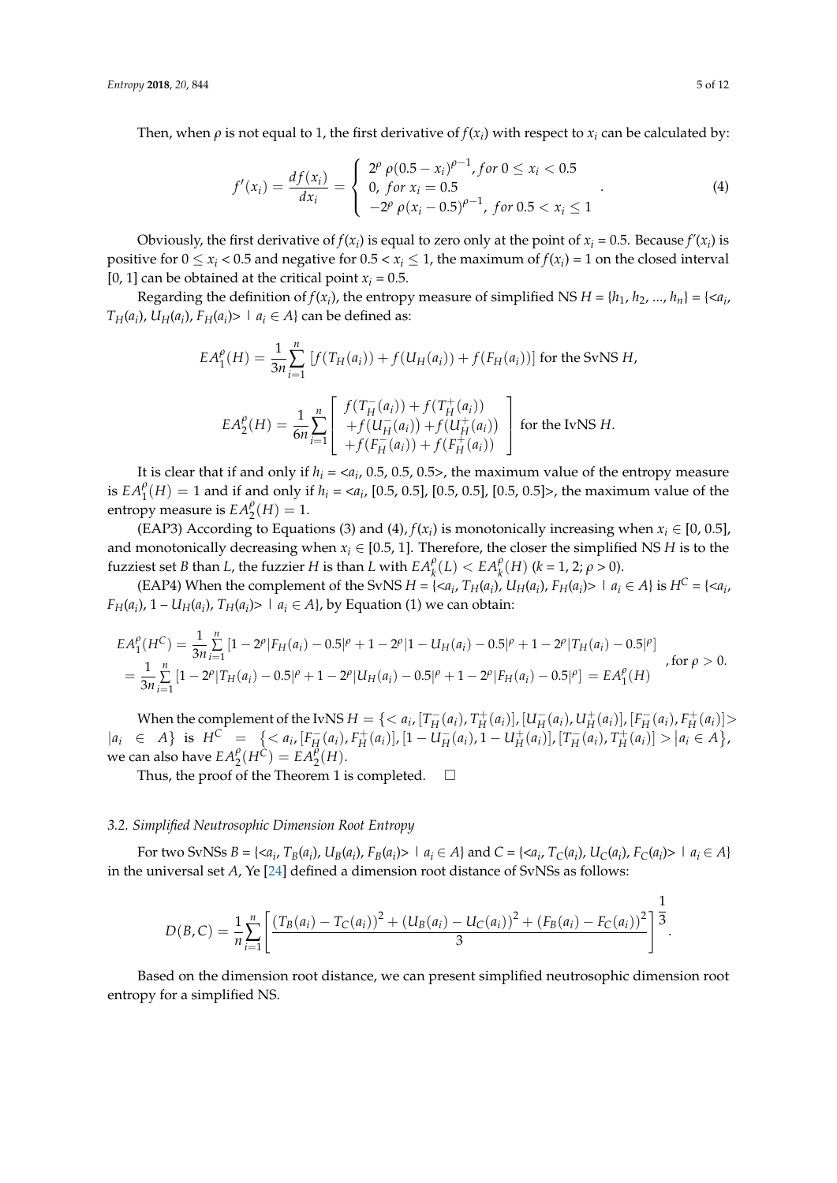Then, when $\rho$ is not equal to 1, the first derivative of $f(x_i)$ with respect to $x_i$ can be calculated by:

$$f'(x_i) = \frac{df(x_i)}{dx_i} = \begin{cases} 2^{\rho}\,\rho(0.5 - x_i)^{\rho-1}, \, for\ 0 \le x_i < 0.5 \\ 0, \, for\ x_i = 0.5 \\ -2^{\rho}\,\rho(x_i - 0.5)^{\rho-1}, \, for\ 0.5 < x_i \le 1 \end{cases}. \tag{4}$$

Obviously, the first derivative of $f(x_i)$ is equal to zero only at the point of $x_i = 0.5$. Because $f'(x_i)$ is positive for $0 \le x_i < 0.5$ and negative for $0.5 < x_i \le 1$, the maximum of $f(x_i) = 1$ on the closed interval [0, 1] can be obtained at the critical point $x_i = 0.5$.

Regarding the definition of $f(x_i)$, the entropy measure of simplified NS $H = \{h_1, h_2, \ldots, h_n\} = \{<a_i, T_H(a_i), U_H(a_i), F_H(a_i)> \mid a_i \in A\}$ can be defined as:

$$EA_1^{\rho}(H) = \frac{1}{3n}\sum_{i=1}^{n}\left[f(T_H(a_i)) + f(U_H(a_i)) + f(F_H(a_i))\right] \text{ for the SvNS } H,$$

$$EA_2^{\rho}(H) = \frac{1}{6n}\sum_{i=1}^{n}\left[\begin{array}{l} f(T_H^-(a_i)) + f(T_H^+(a_i)) \\ +f(U_H^-(a_i)) + f(U_H^+(a_i)) \\ +f(F_H^-(a_i)) + f(F_H^+(a_i)) \end{array}\right] \text{ for the IvNS } H.$$

It is clear that if and only if $h_i = <a_i, 0.5, 0.5, 0.5>$, the maximum value of the entropy measure is $EA_1^{\rho}(H) = 1$ and if and only if $h_i = <a_i, [0.5, 0.5], [0.5, 0.5], [0.5, 0.5]>$, the maximum value of the entropy measure is $EA_2^{\rho}(H) = 1$.

(EAP3) According to Equations (3) and (4), $f(x_i)$ is monotonically increasing when $x_i \in [0, 0.5]$, and monotonically decreasing when $x_i \in [0.5, 1]$. Therefore, the closer the simplified NS $H$ is to the fuzziest set $B$ than $L$, the fuzzier $H$ is than $L$ with $EA_k^{\rho}(L) < EA_k^{\rho}(H)$ ($k = 1, 2$; $\rho > 0$).

(EAP4) When the complement of the SvNS $H = \{<a_i, T_H(a_i), U_H(a_i), F_H(a_i)> \mid a_i \in A\}$ is $H^C = \{<a_i, F_H(a_i), 1 - U_H(a_i), T_H(a_i)> \mid a_i \in A\}$, by Equation (1) we can obtain:

$$\begin{array}{l} EA_1^{\rho}(H^C) = \frac{1}{3n}\sum\limits_{i=1}^{n}\left[1 - 2^{\rho}|F_H(a_i) - 0.5|^{\rho} + 1 - 2^{\rho}|1 - U_H(a_i) - 0.5|^{\rho} + 1 - 2^{\rho}|T_H(a_i) - 0.5|^{\rho}\right] \\ = \frac{1}{3n}\sum\limits_{i=1}^{n}\left[1 - 2^{\rho}|T_H(a_i) - 0.5|^{\rho} + 1 - 2^{\rho}|U_H(a_i) - 0.5|^{\rho} + 1 - 2^{\rho}|F_H(a_i) - 0.5|^{\rho}\right] = EA_1^{\rho}(H) \end{array}, \text{for } \rho > 0.$$

When the complement of the IvNS $H = \{< a_i, [T_H^-(a_i), T_H^+(a_i)], [U_H^-(a_i), U_H^+(a_i)], [F_H^-(a_i), F_H^+(a_i)]> |a_i \in A\}$ is $H^C = \{< a_i, [F_H^-(a_i), F_H^+(a_i)], [1 - U_H^-(a_i), 1 - U_H^+(a_i)], [T_H^-(a_i), T_H^+(a_i)] > |a_i \in A\}$, we can also have $EA_2^{\rho}(H^C) = EA_2^{\rho}(H)$.

Thus, the proof of the Theorem 1 is completed. □

### 3.2. Simplified Neutrosophic Dimension Root Entropy

For two SvNSs $B = \{<a_i, T_B(a_i), U_B(a_i), F_B(a_i)> \mid a_i \in A\}$ and $C = \{<a_i, T_C(a_i), U_C(a_i), F_C(a_i)> \mid a_i \in A\}$ in the universal set $A$, Ye [24] defined a dimension root distance of SvNSs as follows:

$$D(B, C) = \frac{1}{n}\sum_{i=1}^{n}\left[\frac{(T_B(a_i) - T_C(a_i))^2 + (U_B(a_i) - U_C(a_i))^2 + (F_B(a_i) - F_C(a_i))^2}{3}\right]^{\frac{1}{3}}.$$

Based on the dimension root distance, we can present simplified neutrosophic dimension root entropy for a simplified NS.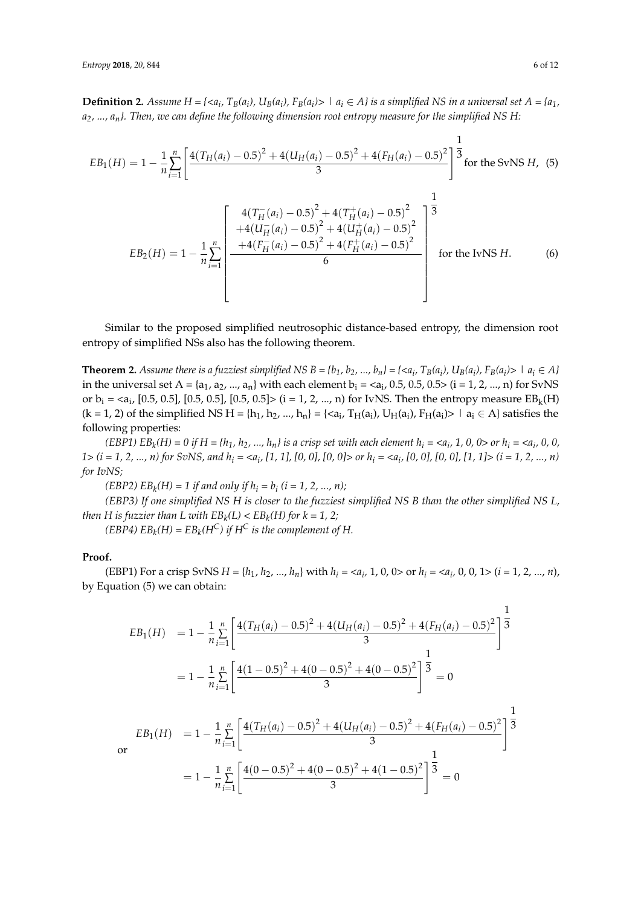**Definition 2.** *Assume $H = \{<a_i, T_B(a_i), U_B(a_i), F_B(a_i)> \mid a_i \in A\}$ is a simplified NS in a universal set $A = \{a_1, a_2, \ldots, a_n\}$. Then, we can define the following dimension root entropy measure for the simplified NS H:*

$$EB_1(H) = 1 - \frac{1}{n}\sum_{i=1}^{n}\left[\frac{4(T_H(a_i) - 0.5)^2 + 4(U_H(a_i) - 0.5)^2 + 4(F_H(a_i) - 0.5)^2}{3}\right]^{\frac{1}{3}} \text{ for the SvNS } H, \quad (5)$$

$$EB_2(H) = 1 - \frac{1}{n}\sum_{i=1}^{n}\left[\frac{\begin{array}{c}4(T_H^-(a_i) - 0.5)^2 + 4(T_H^+(a_i) - 0.5)^2 \\ +4(U_H^-(a_i) - 0.5)^2 + 4(U_H^+(a_i) - 0.5)^2 \\ +4(F_H^-(a_i) - 0.5)^2 + 4(F_H^+(a_i) - 0.5)^2\end{array}}{6}\right]^{\frac{1}{3}} \text{ for the IvNS } H. \quad (6)$$

Similar to the proposed simplified neutrosophic distance-based entropy, the dimension root entropy of simplified NSs also has the following theorem.

**Theorem 2.** *Assume there is a fuzziest simplified NS $B = \{b_1, b_2, \ldots, b_n\} = \{<a_i, T_B(a_i), U_B(a_i), F_B(a_i)> \mid a_i \in A\}$* in the universal set $A = \{a_1, a_2, \ldots, a_n\}$ with each element $b_i = <a_i, 0.5, 0.5, 0.5>$ ($i = 1, 2, \ldots, n$) for SvNS or $b_i = <a_i, [0.5, 0.5], [0.5, 0.5], [0.5, 0.5]>$ ($i = 1, 2, \ldots, n$) for IvNS. Then the entropy measure $EB_k(H)$ ($k = 1, 2$) of the simplified NS $H = \{h_1, h_2, \ldots, h_n\} = \{<a_i, T_H(a_i), U_H(a_i), F_H(a_i)> \mid a_i \in A\}$ satisfies the following properties:

*(EBP1) $EB_k(H) = 0$ if $H = \{h_1, h_2, \ldots, h_n\}$ is a crisp set with each element $h_i = <a_i, 1, 0, 0>$ or $h_i = <a_i, 0, 0, 1>$ ($i = 1, 2, \ldots, n$) for SvNS, and $h_i = <a_i, [1, 1], [0, 0], [0, 0]>$ or $h_i = <a_i, [0, 0], [0, 0], [1, 1]>$ ($i = 1, 2, \ldots, n$) for IvNS;*

*(EBP2) $EB_k(H) = 1$ if and only if $h_i = b_i$ ($i = 1, 2, \ldots, n$);*

*(EBP3) If one simplified NS H is closer to the fuzziest simplified NS B than the other simplified NS L, then H is fuzzier than L with $EB_k(L) < EB_k(H)$ for $k = 1, 2$;*

*(EBP4) $EB_k(H) = EB_k(H^C)$ if $H^C$ is the complement of H.*

**Proof.**

(EBP1) For a crisp SvNS $H = \{h_1, h_2, \ldots, h_n\}$ with $h_i = <a_i, 1, 0, 0>$ or $h_i = <a_i, 0, 0, 1>$ ($i = 1, 2, \ldots, n$), by Equation (5) we can obtain:

$$\begin{aligned} EB_1(H) &= 1 - \frac{1}{n}\sum_{i=1}^{n}\left[\frac{4(T_H(a_i) - 0.5)^2 + 4(U_H(a_i) - 0.5)^2 + 4(F_H(a_i) - 0.5)^2}{3}\right]^{\frac{1}{3}} \\ &= 1 - \frac{1}{n}\sum_{i=1}^{n}\left[\frac{4(1 - 0.5)^2 + 4(0 - 0.5)^2 + 4(0 - 0.5)^2}{3}\right]^{\frac{1}{3}} = 0 \end{aligned}$$

or

$$\begin{aligned} EB_1(H) &= 1 - \frac{1}{n}\sum_{i=1}^{n}\left[\frac{4(T_H(a_i) - 0.5)^2 + 4(U_H(a_i) - 0.5)^2 + 4(F_H(a_i) - 0.5)^2}{3}\right]^{\frac{1}{3}} \\ &= 1 - \frac{1}{n}\sum_{i=1}^{n}\left[\frac{4(0 - 0.5)^2 + 4(0 - 0.5)^2 + 4(1 - 0.5)^2}{3}\right]^{\frac{1}{3}} = 0 \end{aligned}$$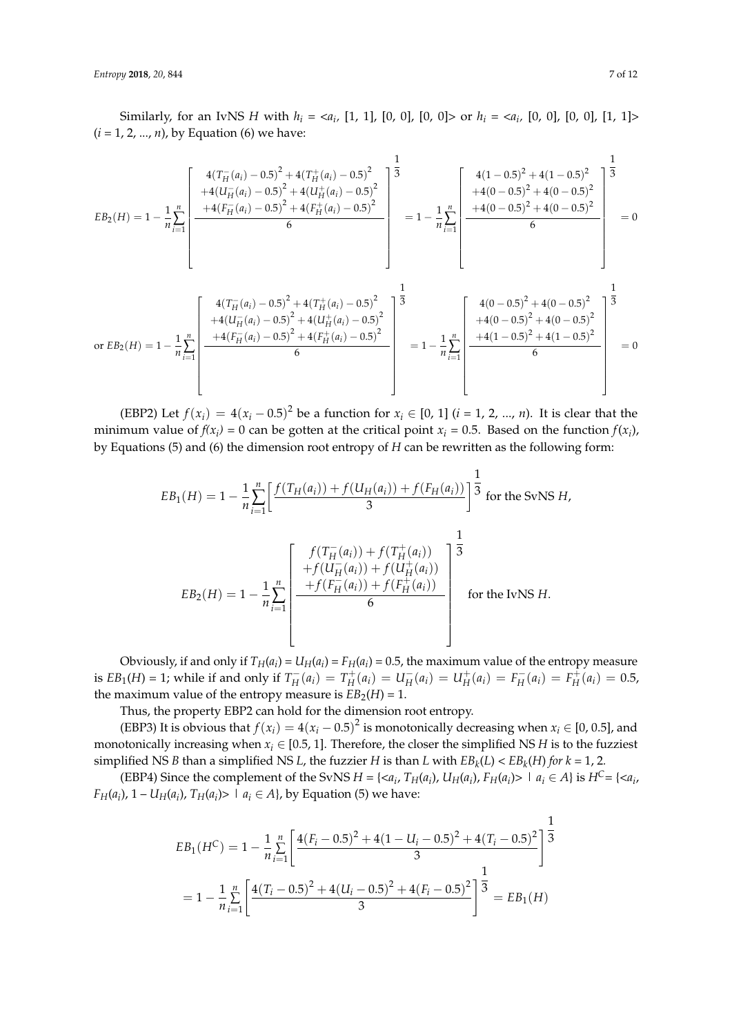Similarly, for an IvNS $H$ with $h_i$ = <$a_i$, [1, 1], [0, 0], [0, 0]> or $h_i$ = <$a_i$, [0, 0], [0, 0], [1, 1]> ($i$ = 1, 2, ..., $n$), by Equation (6) we have:

$$EB_2(H) = 1 - \frac{1}{n}\sum_{i=1}^{n}\left[\frac{\begin{array}{c}4(T_H^-(a_i)-0.5)^2+4(T_H^+(a_i)-0.5)^2\\+4(U_H^-(a_i)-0.5)^2+4(U_H^+(a_i)-0.5)^2\\+4(F_H^-(a_i)-0.5)^2+4(F_H^+(a_i)-0.5)^2\end{array}}{6}\right]^{\frac{1}{3}} = 1 - \frac{1}{n}\sum_{i=1}^{n}\left[\frac{\begin{array}{c}4(1-0.5)^2+4(1-0.5)^2\\+4(0-0.5)^2+4(0-0.5)^2\\+4(0-0.5)^2+4(0-0.5)^2\end{array}}{6}\right]^{\frac{1}{3}} = 0$$

$$\text{or } EB_2(H) = 1 - \frac{1}{n}\sum_{i=1}^{n}\left[\frac{\begin{array}{c}4(T_H^-(a_i)-0.5)^2+4(T_H^+(a_i)-0.5)^2\\+4(U_H^-(a_i)-0.5)^2+4(U_H^+(a_i)-0.5)^2\\+4(F_H^-(a_i)-0.5)^2+4(F_H^+(a_i)-0.5)^2\end{array}}{6}\right]^{\frac{1}{3}} = 1 - \frac{1}{n}\sum_{i=1}^{n}\left[\frac{\begin{array}{c}4(0-0.5)^2+4(0-0.5)^2\\+4(0-0.5)^2+4(0-0.5)^2\\+4(1-0.5)^2+4(1-0.5)^2\end{array}}{6}\right]^{\frac{1}{3}} = 0$$

(EBP2) Let $f(x_i) = 4(x_i - 0.5)^2$ be a function for $x_i \in [0, 1]$ ($i$ = 1, 2, ..., $n$). It is clear that the minimum value of $f(x_i) = 0$ can be gotten at the critical point $x_i = 0.5$. Based on the function $f(x_i)$, by Equations (5) and (6) the dimension root entropy of $H$ can be rewritten as the following form:

$$EB_1(H) = 1 - \frac{1}{n}\sum_{i=1}^{n}\left[\frac{f(T_H(a_i)) + f(U_H(a_i)) + f(F_H(a_i))}{3}\right]^{\frac{1}{3}} \text{ for the SvNS } H,$$

$$EB_2(H) = 1 - \frac{1}{n}\sum_{i=1}^{n}\left[\frac{\begin{array}{c}f(T_H^-(a_i)) + f(T_H^+(a_i))\\+f(U_H^-(a_i)) + f(U_H^+(a_i))\\+f(F_H^-(a_i)) + f(F_H^+(a_i))\end{array}}{6}\right]^{\frac{1}{3}} \text{ for the IvNS } H.$$

Obviously, if and only if $T_H(a_i) = U_H(a_i) = F_H(a_i) = 0.5$, the maximum value of the entropy measure is $EB_1(H) = 1$; while if and only if $T_H^-(a_i) = T_H^+(a_i) = U_H^-(a_i) = U_H^+(a_i) = F_H^-(a_i) = F_H^+(a_i) = 0.5$, the maximum value of the entropy measure is $EB_2(H) = 1$.

Thus, the property EBP2 can hold for the dimension root entropy.

(EBP3) It is obvious that $f(x_i) = 4(x_i - 0.5)^2$ is monotonically decreasing when $x_i \in [0, 0.5]$, and monotonically increasing when $x_i \in [0.5, 1]$. Therefore, the closer the simplified NS $H$ is to the fuzziest simplified NS $B$ than a simplified NS $L$, the fuzzier $H$ is than $L$ with $EB_k(L) < EB_k(H)$ *for k* = 1, 2.

(EBP4) Since the complement of the SvNS $H = \{<a_i, T_H(a_i), U_H(a_i), F_H(a_i)> \mid a_i \in A\}$ is $H^C = \{<a_i, F_H(a_i), 1 - U_H(a_i), T_H(a_i)> \mid a_i \in A\}$, by Equation (5) we have:

$$\begin{aligned}EB_1(H^C) &= 1 - \frac{1}{n}\sum_{i=1}^{n}\left[\frac{4(F_i - 0.5)^2 + 4(1 - U_i - 0.5)^2 + 4(T_i - 0.5)^2}{3}\right]^{\frac{1}{3}}\\ &= 1 - \frac{1}{n}\sum_{i=1}^{n}\left[\frac{4(T_i - 0.5)^2 + 4(U_i - 0.5)^2 + 4(F_i - 0.5)^2}{3}\right]^{\frac{1}{3}} = EB_1(H)\end{aligned}$$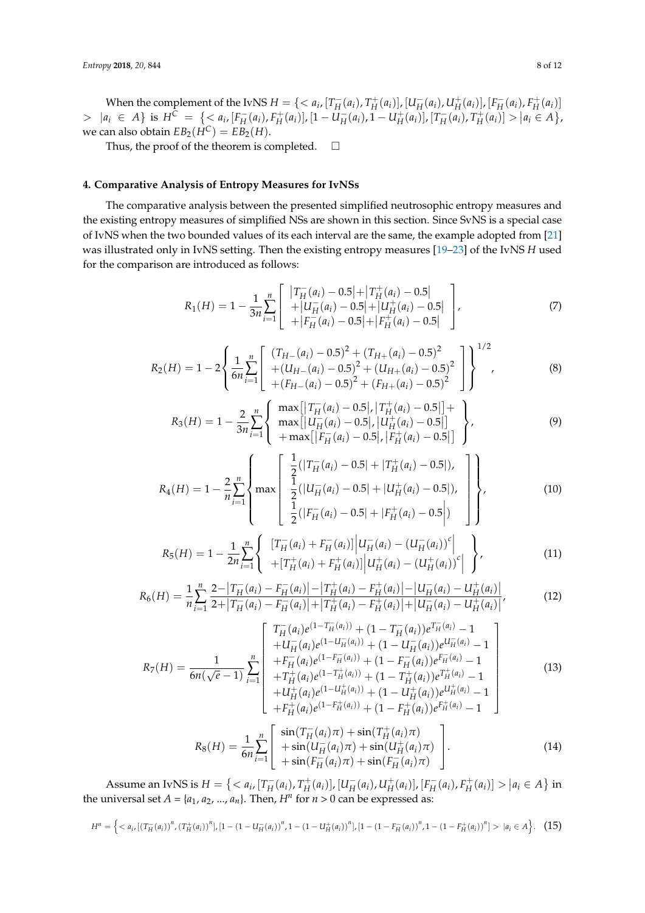When the complement of the IvNS $H = \{< a_i, [T_H^-(a_i), T_H^+(a_i)], [U_H^-(a_i), U_H^+(a_i)], [F_H^-(a_i), F_H^+(a_i)] > |a_i \in A\}$ is $H^C = \{< a_i, [F_H^-(a_i), F_H^+(a_i)], [1 - U_H^-(a_i), 1 - U_H^+(a_i)], [T_H^-(a_i), T_H^+(a_i)] > |a_i \in A\}$, we can also obtain $EB_2(H^C) = EB_2(H)$.

Thus, the proof of the theorem is completed. □

## 4. Comparative Analysis of Entropy Measures for IvNSs

The comparative analysis between the presented simplified neutrosophic entropy measures and the existing entropy measures of simplified NSs are shown in this section. Since SvNS is a special case of IvNS when the two bounded values of its each interval are the same, the example adopted from [21] was illustrated only in IvNS setting. Then the existing entropy measures [19–23] of the IvNS $H$ used for the comparison are introduced as follows:

$$R_1(H) = 1 - \frac{1}{3n}\sum_{i=1}^{n}\left[\begin{array}{l} \left|T_H^-(a_i) - 0.5\right| + \left|T_H^+(a_i) - 0.5\right| \\ + \left|U_H^-(a_i) - 0.5\right| + \left|U_H^+(a_i) - 0.5\right| \\ + \left|F_H^-(a_i) - 0.5\right| + \left|F_H^+(a_i) - 0.5\right| \end{array}\right], \tag{7}$$

$$R_2(H) = 1 - 2\left\{\frac{1}{6n}\sum_{i=1}^{n}\left[\begin{array}{l} (T_{H-}(a_i) - 0.5)^2 + (T_{H+}(a_i) - 0.5)^2 \\ + (U_{H-}(a_i) - 0.5)^2 + (U_{H+}(a_i) - 0.5)^2 \\ + (F_{H-}(a_i) - 0.5)^2 + (F_{H+}(a_i) - 0.5)^2 \end{array}\right]\right\}^{1/2}, \tag{8}$$

$$R_3(H) = 1 - \frac{2}{3n}\sum_{i=1}^{n}\left\{\begin{array}{l} \max\left[\left|T_H^-(a_i) - 0.5\right|, \left|T_H^+(a_i) - 0.5\right|\right] + \\ \max\left[\left|U_H^-(a_i) - 0.5\right|, \left|U_H^+(a_i) - 0.5\right|\right] \\ + \max\left[\left|F_H^-(a_i) - 0.5\right|, \left|F_H^+(a_i) - 0.5\right|\right] \end{array}\right\}, \tag{9}$$

$$R_4(H) = 1 - \frac{2}{n}\sum_{i=1}^{n}\left\{\max\left[\begin{array}{l} \frac{1}{2}(|T_H^-(a_i) - 0.5| + |T_H^+(a_i) - 0.5|), \\ \frac{1}{2}(|U_H^-(a_i) - 0.5| + |U_H^+(a_i) - 0.5|), \\ \frac{1}{2}(|F_H^-(a_i) - 0.5| + |F_H^+(a_i) - 0.5|) \end{array}\right]\right\}, \tag{10}$$

$$R_5(H) = 1 - \frac{1}{2n}\sum_{i=1}^{n}\left\{\begin{array}{l} [T_H^-(a_i) + F_H^-(a_i)]\left|U_H^-(a_i) - (U_H^-(a_i))^c\right| \\ + [T_H^+(a_i) + F_H^+(a_i)]\left|U_H^+(a_i) - (U_H^+(a_i))^c\right| \end{array}\right\}, \tag{11}$$

$$R_6(H) = \frac{1}{n}\sum_{i=1}^{n}\frac{2 - \left|T_H^-(a_i) - F_H^-(a_i)\right| - \left|T_H^+(a_i) - F_H^+(a_i)\right| - \left|U_H^-(a_i) - U_H^+(a_i)\right|}{2 + \left|T_H^-(a_i) - F_H^-(a_i)\right| + \left|T_H^+(a_i) - F_H^+(a_i)\right| + \left|U_H^-(a_i) - U_H^+(a_i)\right|}, \tag{12}$$

$$R_7(H) = \frac{1}{6n(\sqrt{e} - 1)}\sum_{i=1}^{n}\left[\begin{array}{l} T_H^-(a_i)e^{(1 - T_H^-(a_i))} + (1 - T_H^-(a_i))e^{T_H^-(a_i)} - 1 \\ + U_H^-(a_i)e^{(1 - U_H^-(a_i))} + (1 - U_H^-(a_i))e^{U_H^-(a_i)} - 1 \\ + F_H^-(a_i)e^{(1 - F_H^-(a_i))} + (1 - F_H^-(a_i))e^{F_H^-(a_i)} - 1 \\ + T_H^+(a_i)e^{(1 - T_H^+(a_i))} + (1 - T_H^+(a_i))e^{T_H^+(a_i)} - 1 \\ + U_H^+(a_i)e^{(1 - U_H^+(a_i))} + (1 - U_H^+(a_i))e^{U_H^+(a_i)} - 1 \\ + F_H^+(a_i)e^{(1 - F_H^+(a_i))} + (1 - F_H^+(a_i))e^{F_H^+(a_i)} - 1 \end{array}\right] \tag{13}$$

$$R_8(H) = \frac{1}{6n}\sum_{i=1}^{n}\left[\begin{array}{l} \sin(T_H^-(a_i)\pi) + \sin(T_H^+(a_i)\pi) \\ + \sin(U_H^-(a_i)\pi) + \sin(U_H^+(a_i)\pi) \\ + \sin(F_H^-(a_i)\pi) + \sin(F_H^-(a_i)\pi) \end{array}\right]. \tag{14}$$

Assume an IvNS is $H = \{< a_i, [T_H^-(a_i), T_H^+(a_i)], [U_H^-(a_i), U_H^+(a_i)], [F_H^-(a_i), F_H^+(a_i)] > |a_i \in A\}$ in the universal set $A = \{a_1, a_2, \ldots, a_n\}$. Then, $H^n$ for $n > 0$ can be expressed as:

$$H^n = \left\{< a_i, [(T_H^-(a_i))^n, (T_H^+(a_i))^n], [1 - (1 - U_H^-(a_i))^n, 1 - (1 - U_H^+(a_i))^n], [1 - (1 - F_H^-(a_i))^n, 1 - (1 - F_H^+(a_i))^n] > |a_i \in A\right\}. \tag{15}$$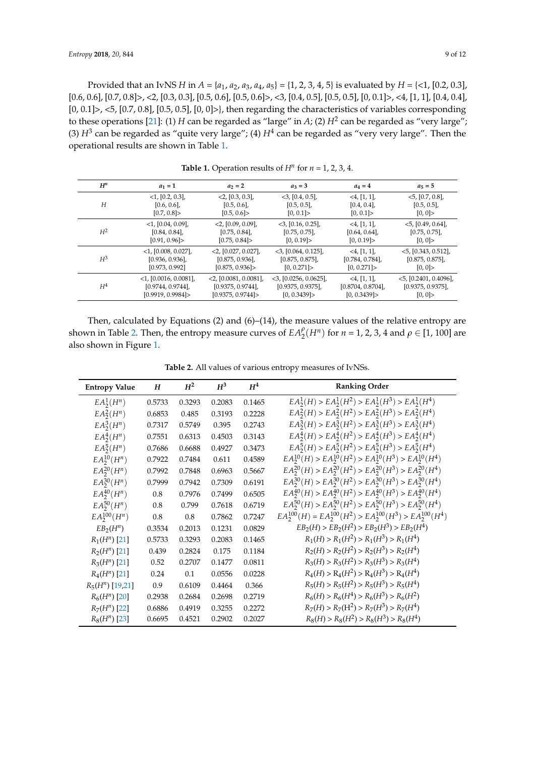Provided that an IvNS $H$ in $A = \{a_1, a_2, a_3, a_4, a_5\} = \{1, 2, 3, 4, 5\}$ is evaluated by $H$ = {<1, [0.2, 0.3], [0.6, 0.6], [0.7, 0.8]>, <2, [0.3, 0.3], [0.5, 0.6], [0.5, 0.6]>, <3, [0.4, 0.5], [0.5, 0.5], [0, 0.1]>, <4, [1, 1], [0.4, 0.4], [0, 0.1]>, <5, [0.7, 0.8], [0.5, 0.5], [0, 0]>}, then regarding the characteristics of variables corresponding to these operations [21]: (1) $H$ can be regarded as "large" in $A$; (2) $H^2$ can be regarded as "very large"; (3) $H^3$ can be regarded as "quite very large"; (4) $H^4$ can be regarded as "very very large". Then the operational results are shown in Table 1.

**Table 1.** Operation results of $H^n$ for $n$ = 1, 2, 3, 4.

| $H^n$ | $a_1 = 1$ | $a_2 = 2$ | $a_3 = 3$ | $a_4 = 4$ | $a_5 = 5$ |
|---|---|---|---|---|---|
| $H$ | <1, [0.2, 0.3], [0.6, 0.6], [0.7, 0.8]> | <2, [0.3, 0.3], [0.5, 0.6], [0.5, 0.6]> | <3, [0.4, 0.5], [0.5, 0.5], [0, 0.1]> | <4, [1, 1], [0.4, 0.4], [0, 0.1]> | <5, [0.7, 0.8], [0.5, 0.5], [0, 0]> |
| $H^2$ | <1, [0.04, 0.09], [0.84, 0.84], [0.91, 0.96]> | <2, [0.09, 0.09], [0.75, 0.84], [0.75, 0.84]> | <3, [0.16, 0.25], [0.75, 0.75], [0, 0.19]> | <4, [1, 1], [0.64, 0.64], [0, 0.19]> | <5, [0.49, 0.64], [0.75, 0.75], [0, 0]> |
| $H^3$ | <1, [0.008, 0.027], [0.936, 0.936], [0.973, 0.992] | <2, [0.027, 0.027], [0.875, 0.936], [0.875, 0.936]> | <3, [0.064, 0.125], [0.875, 0.875], [0, 0.271]> | <4, [1, 1], [0.784, 0.784], [0, 0.271]> | <5, [0.343, 0.512], [0.875, 0.875], [0, 0]> |
| $H^4$ | <1, [0.0016, 0.0081], [0.9744, 0.9744], [0.9919, 0.9984]> | <2, [0.0081, 0.0081], [0.9375, 0.9744], [0.9375, 0.9744]> | <3, [0.0256, 0.0625], [0.9375, 0.9375], [0, 0.3439]> | <4, [1, 1], [0.8704, 0.8704], [0, 0.3439]> | <5, [0.2401, 0.4096], [0.9375, 0.9375], [0, 0]> |

Then, calculated by Equations (2) and (6)–(14), the measure values of the relative entropy are shown in Table 2. Then, the entropy measure curves of $EA_2^{\rho}(H^n)$ for $n$ = 1, 2, 3, 4 and $\rho \in [1, 100]$ are also shown in Figure 1.

**Table 2.** All values of various entropy measures of IvNSs.

| Entropy Value | $H$ | $H^2$ | $H^3$ | $H^4$ | Ranking Order |
|---|---|---|---|---|---|
| $EA_2^1(H^n)$ | 0.5733 | 0.3293 | 0.2083 | 0.1465 | $EA_2^1(H) > EA_2^1(H^2) > EA_2^1(H^3) > EA_2^1(H^4)$ |
| $EA_2^2(H^n)$ | 0.6853 | 0.485 | 0.3193 | 0.2228 | $EA_2^2(H) > EA_2^2(H^2) > EA_2^2(H^3) > EA_2^2(H^4)$ |
| $EA_2^3(H^n)$ | 0.7317 | 0.5749 | 0.395 | 0.2743 | $EA_2^3(H) > EA_2^3(H^2) > EA_2^3(H^3) > EA_2^3(H^4)$ |
| $EA_2^4(H^n)$ | 0.7551 | 0.6313 | 0.4503 | 0.3143 | $EA_2^4(H) > EA_2^4(H^2) > EA_2^4(H^3) > EA_2^4(H^4)$ |
| $EA_2^5(H^n)$ | 0.7686 | 0.6688 | 0.4927 | 0.3473 | $EA_2^5(H) > EA_2^5(H^2) > EA_2^5(H^3) > EA_2^5(H^4)$ |
| $EA_2^{10}(H^n)$ | 0.7922 | 0.7484 | 0.611 | 0.4589 | $EA_2^{10}(H) > EA_2^{10}(H^2) > EA_2^{10}(H^3) > EA_2^{10}(H^4)$ |
| $EA_2^{20}(H^n)$ | 0.7992 | 0.7848 | 0.6963 | 0.5667 | $EA_2^{20}(H) > EA_2^{20}(H^2) > EA_2^{20}(H^3) > EA_2^{20}(H^4)$ |
| $EA_2^{30}(H^n)$ | 0.7999 | 0.7942 | 0.7309 | 0.6191 | $EA_2^{30}(H) > EA_2^{30}(H^2) > EA_2^{30}(H^3) > EA_2^{30}(H^4)$ |
| $EA_2^{40}(H^n)$ | 0.8 | 0.7976 | 0.7499 | 0.6505 | $EA_2^{40}(H) > EA_2^{40}(H^2) > EA_2^{40}(H^3) > EA_2^{40}(H^4)$ |
| $EA_2^{50}(H^n)$ | 0.8 | 0.799 | 0.7618 | 0.6719 | $EA_2^{50}(H) > EA_2^{50}(H^2) > EA_2^{50}(H^3) > EA_2^{50}(H^4)$ |
| $EA_2^{100}(H^n)$ | 0.8 | 0.8 | 0.7862 | 0.7247 | $EA_2^{100}(H) = EA_2^{100}(H^2) > EA_2^{100}(H^3) > EA_2^{100}(H^4)$ |
| $EB_2(H^n)$ | 0.3534 | 0.2013 | 0.1231 | 0.0829 | $EB_2(H) > EB_2(H^2) > EB_2(H^3) > EB_2(H^4)$ |
| $R_1(H^n)$ [21] | 0.5733 | 0.3293 | 0.2083 | 0.1465 | $R_1(H) > R_1(H^2) > R_1(H^3) > R_1(H^4)$ |
| $R_2(H^n)$ [21] | 0.439 | 0.2824 | 0.175 | 0.1184 | $R_2(H) > R_2(H^2) > R_2(H^3) > R_2(H^4)$ |
| $R_3(H^n)$ [21] | 0.52 | 0.2707 | 0.1477 | 0.0811 | $R_3(H) > R_3(H^2) > R_3(H^3) > R_3(H^4)$ |
| $R_4(H^n)$ [21] | 0.24 | 0.1 | 0.0556 | 0.0228 | $R_4(H) > R_4(H^2) > R_4(H^3) > R_4(H^4)$ |
| $R_5(H^n)$ [19,21] | 0.9 | 0.6109 | 0.4464 | 0.366 | $R_5(H) > R_5(H^2) > R_5(H^3) > R_5(H^4)$ |
| $R_6(H^n)$ [20] | 0.2938 | 0.2684 | 0.2698 | 0.2719 | $R_6(H) > R_6(H^4) > R_6(H^3) > R_6(H^2)$ |
| $R_7(H^n)$ [22] | 0.6886 | 0.4919 | 0.3255 | 0.2272 | $R_7(H) > R_7(H^2) > R_7(H^3) > R_7(H^4)$ |
| $R_8(H^n)$ [23] | 0.6695 | 0.4521 | 0.2902 | 0.2027 | $R_8(H) > R_8(H^2) > R_8(H^3) > R_8(H^4)$ |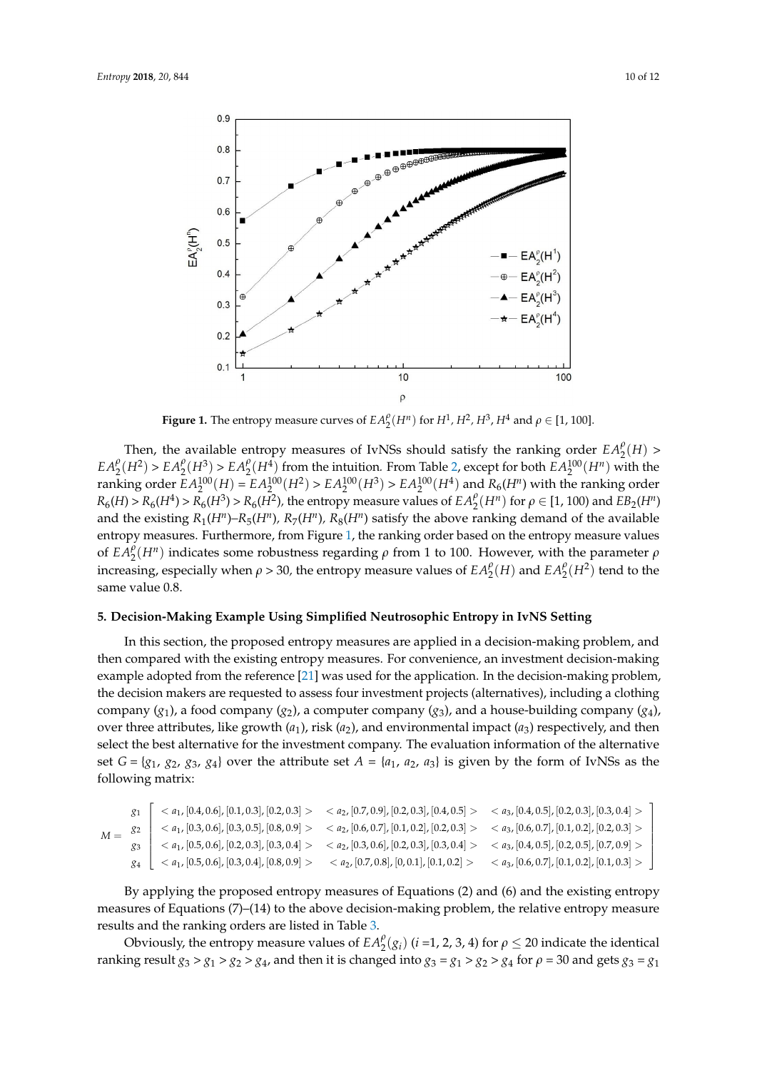**Figure 1.** The entropy measure curves of $EA_2^{\rho}(H^n)$ for $H^1$, $H^2$, $H^3$, $H^4$ and $\rho \in [1, 100]$.

Then, the available entropy measures of IvNSs should satisfy the ranking order $EA_2^{\rho}(H) > EA_2^{\rho}(H^2) > EA_2^{\rho}(H^3) > EA_2^{\rho}(H^4)$ from the intuition. From Table 2, except for both $EA_2^{100}(H^n)$ with the ranking order $EA_2^{100}(H) = EA_2^{100}(H^2) > EA_2^{100}(H^3) > EA_2^{100}(H^4)$ and $R_6(H^n)$ with the ranking order $R_6(H) > R_6(H^4) > R_6(H^3) > R_6(H^2)$, the entropy measure values of $EA_2^{\rho}(H^n)$ for $\rho \in [1, 100)$ and $EB_2(H^n)$ and the existing $R_1(H^n)$–$R_5(H^n)$, $R_7(H^n)$, $R_8(H^n)$ satisfy the above ranking demand of the available entropy measures. Furthermore, from Figure 1, the ranking order based on the entropy measure values of $EA_2^{\rho}(H^n)$ indicates some robustness regarding $\rho$ from 1 to 100. However, with the parameter $\rho$ increasing, especially when $\rho > 30$, the entropy measure values of $EA_2^{\rho}(H)$ and $EA_2^{\rho}(H^2)$ tend to the same value 0.8.

## 5. Decision-Making Example Using Simplified Neutrosophic Entropy in IvNS Setting

In this section, the proposed entropy measures are applied in a decision-making problem, and then compared with the existing entropy measures. For convenience, an investment decision-making example adopted from the reference [21] was used for the application. In the decision-making problem, the decision makers are requested to assess four investment projects (alternatives), including a clothing company ($g_1$), a food company ($g_2$), a computer company ($g_3$), and a house-building company ($g_4$), over three attributes, like growth ($a_1$), risk ($a_2$), and environmental impact ($a_3$) respectively, and then select the best alternative for the investment company. The evaluation information of the alternative set $G = \{g_1, g_2, g_3, g_4\}$ over the attribute set $A = \{a_1, a_2, a_3\}$ is given by the form of IvNSs as the following matrix:

$$M = \begin{array}{c} g_1 \\ g_2 \\ g_3 \\ g_4 \end{array} \begin{bmatrix} <a_1, [0.4, 0.6], [0.1, 0.3], [0.2, 0.3]> & <a_2, [0.7, 0.9], [0.2, 0.3], [0.4, 0.5]> & <a_3, [0.4, 0.5], [0.2, 0.3], [0.3, 0.4]> \\ <a_1, [0.3, 0.6], [0.3, 0.5], [0.8, 0.9]> & <a_2, [0.6, 0.7], [0.1, 0.2], [0.2, 0.3]> & <a_3, [0.6, 0.7], [0.1, 0.2], [0.2, 0.3]> \\ <a_1, [0.5, 0.6], [0.2, 0.3], [0.3, 0.4]> & <a_2, [0.3, 0.6], [0.2, 0.3], [0.3, 0.4]> & <a_3, [0.4, 0.5], [0.2, 0.5], [0.7, 0.9]> \\ <a_1, [0.5, 0.6], [0.3, 0.4], [0.8, 0.9]> & <a_2, [0.7, 0.8], [0, 0.1], [0.1, 0.2]> & <a_3, [0.6, 0.7], [0.1, 0.2], [0.1, 0.3]> \end{bmatrix}$$

By applying the proposed entropy measures of Equations (2) and (6) and the existing entropy measures of Equations (7)–(14) to the above decision-making problem, the relative entropy measure results and the ranking orders are listed in Table 3.

Obviously, the entropy measure values of $EA_2^{\rho}(g_i)$ ($i$ =1, 2, 3, 4) for $\rho \leq 20$ indicate the identical ranking result $g_3 > g_1 > g_2 > g_4$, and then it is changed into $g_3 = g_1 > g_2 > g_4$ for $\rho = 30$ and gets $g_3 = g_1$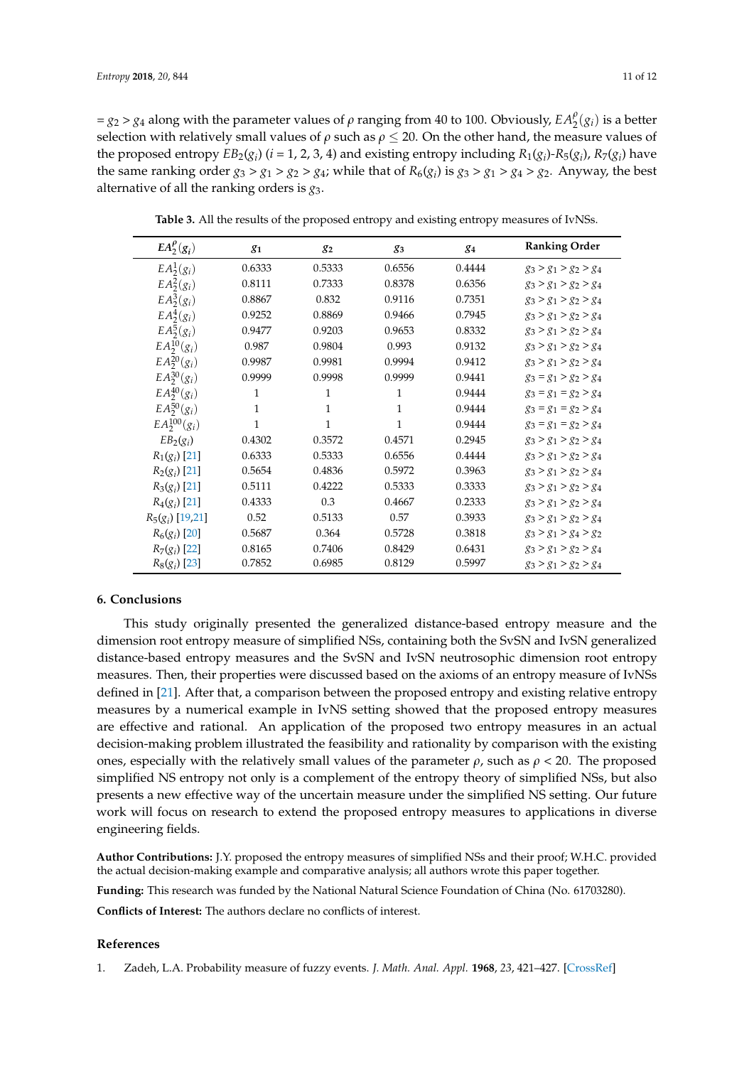$= g_2 > g_4$ along with the parameter values of $\rho$ ranging from 40 to 100. Obviously, $EA_2^{\rho}(g_i)$ is a better selection with relatively small values of $\rho$ such as $\rho \leq 20$. On the other hand, the measure values of the proposed entropy $EB_2(g_i)$ ($i$ = 1, 2, 3, 4) and existing entropy including $R_1(g_i)$-$R_5(g_i)$, $R_7(g_i)$ have the same ranking order $g_3 > g_1 > g_2 > g_4$; while that of $R_6(g_i)$ is $g_3 > g_1 > g_4 > g_2$. Anyway, the best alternative of all the ranking orders is $g_3$.

**Table 3.** All the results of the proposed entropy and existing entropy measures of IvNSs.

| $EA_2^{\rho}(g_i)$ | $g_1$ | $g_2$ | $g_3$ | $g_4$ | Ranking Order |
|---|---|---|---|---|---|
| $EA_2^{1}(g_i)$ | 0.6333 | 0.5333 | 0.6556 | 0.4444 | $g_3 > g_1 > g_2 > g_4$ |
| $EA_2^{2}(g_i)$ | 0.8111 | 0.7333 | 0.8378 | 0.6356 | $g_3 > g_1 > g_2 > g_4$ |
| $EA_2^{3}(g_i)$ | 0.8867 | 0.832 | 0.9116 | 0.7351 | $g_3 > g_1 > g_2 > g_4$ |
| $EA_2^{4}(g_i)$ | 0.9252 | 0.8869 | 0.9466 | 0.7945 | $g_3 > g_1 > g_2 > g_4$ |
| $EA_2^{5}(g_i)$ | 0.9477 | 0.9203 | 0.9653 | 0.8332 | $g_3 > g_1 > g_2 > g_4$ |
| $EA_2^{10}(g_i)$ | 0.987 | 0.9804 | 0.993 | 0.9132 | $g_3 > g_1 > g_2 > g_4$ |
| $EA_2^{20}(g_i)$ | 0.9987 | 0.9981 | 0.9994 | 0.9412 | $g_3 > g_1 > g_2 > g_4$ |
| $EA_2^{30}(g_i)$ | 0.9999 | 0.9998 | 0.9999 | 0.9441 | $g_3 = g_1 > g_2 > g_4$ |
| $EA_2^{40}(g_i)$ | 1 | 1 | 1 | 0.9444 | $g_3 = g_1 = g_2 > g_4$ |
| $EA_2^{50}(g_i)$ | 1 | 1 | 1 | 0.9444 | $g_3 = g_1 = g_2 > g_4$ |
| $EA_2^{100}(g_i)$ | 1 | 1 | 1 | 0.9444 | $g_3 = g_1 = g_2 > g_4$ |
| $EB_2(g_i)$ | 0.4302 | 0.3572 | 0.4571 | 0.2945 | $g_3 > g_1 > g_2 > g_4$ |
| $R_1(g_i)$ [21] | 0.6333 | 0.5333 | 0.6556 | 0.4444 | $g_3 > g_1 > g_2 > g_4$ |
| $R_2(g_i)$ [21] | 0.5654 | 0.4836 | 0.5972 | 0.3963 | $g_3 > g_1 > g_2 > g_4$ |
| $R_3(g_i)$ [21] | 0.5111 | 0.4222 | 0.5333 | 0.3333 | $g_3 > g_1 > g_2 > g_4$ |
| $R_4(g_i)$ [21] | 0.4333 | 0.3 | 0.4667 | 0.2333 | $g_3 > g_1 > g_2 > g_4$ |
| $R_5(g_i)$ [19,21] | 0.52 | 0.5133 | 0.57 | 0.3933 | $g_3 > g_1 > g_2 > g_4$ |
| $R_6(g_i)$ [20] | 0.5687 | 0.364 | 0.5728 | 0.3818 | $g_3 > g_1 > g_4 > g_2$ |
| $R_7(g_i)$ [22] | 0.8165 | 0.7406 | 0.8429 | 0.6431 | $g_3 > g_1 > g_2 > g_4$ |
| $R_8(g_i)$ [23] | 0.7852 | 0.6985 | 0.8129 | 0.5997 | $g_3 > g_1 > g_2 > g_4$ |

## 6. Conclusions

This study originally presented the generalized distance-based entropy measure and the dimension root entropy measure of simplified NSs, containing both the SvSN and IvSN generalized distance-based entropy measures and the SvSN and IvSN neutrosophic dimension root entropy measures. Then, their properties were discussed based on the axioms of an entropy measure of IvNSs defined in [21]. After that, a comparison between the proposed entropy and existing relative entropy measures by a numerical example in IvNS setting showed that the proposed entropy measures are effective and rational. An application of the proposed two entropy measures in an actual decision-making problem illustrated the feasibility and rationality by comparison with the existing ones, especially with the relatively small values of the parameter $\rho$, such as $\rho < 20$. The proposed simplified NS entropy not only is a complement of the entropy theory of simplified NSs, but also presents a new effective way of the uncertain measure under the simplified NS setting. Our future work will focus on research to extend the proposed entropy measures to applications in diverse engineering fields.

**Author Contributions:** J.Y. proposed the entropy measures of simplified NSs and their proof; W.H.C. provided the actual decision-making example and comparative analysis; all authors wrote this paper together.

**Funding:** This research was funded by the National Natural Science Foundation of China (No. 61703280).

**Conflicts of Interest:** The authors declare no conflicts of interest.

## References

1. Zadeh, L.A. Probability measure of fuzzy events. *J. Math. Anal. Appl.* **1968**, *23*, 421–427. [CrossRef]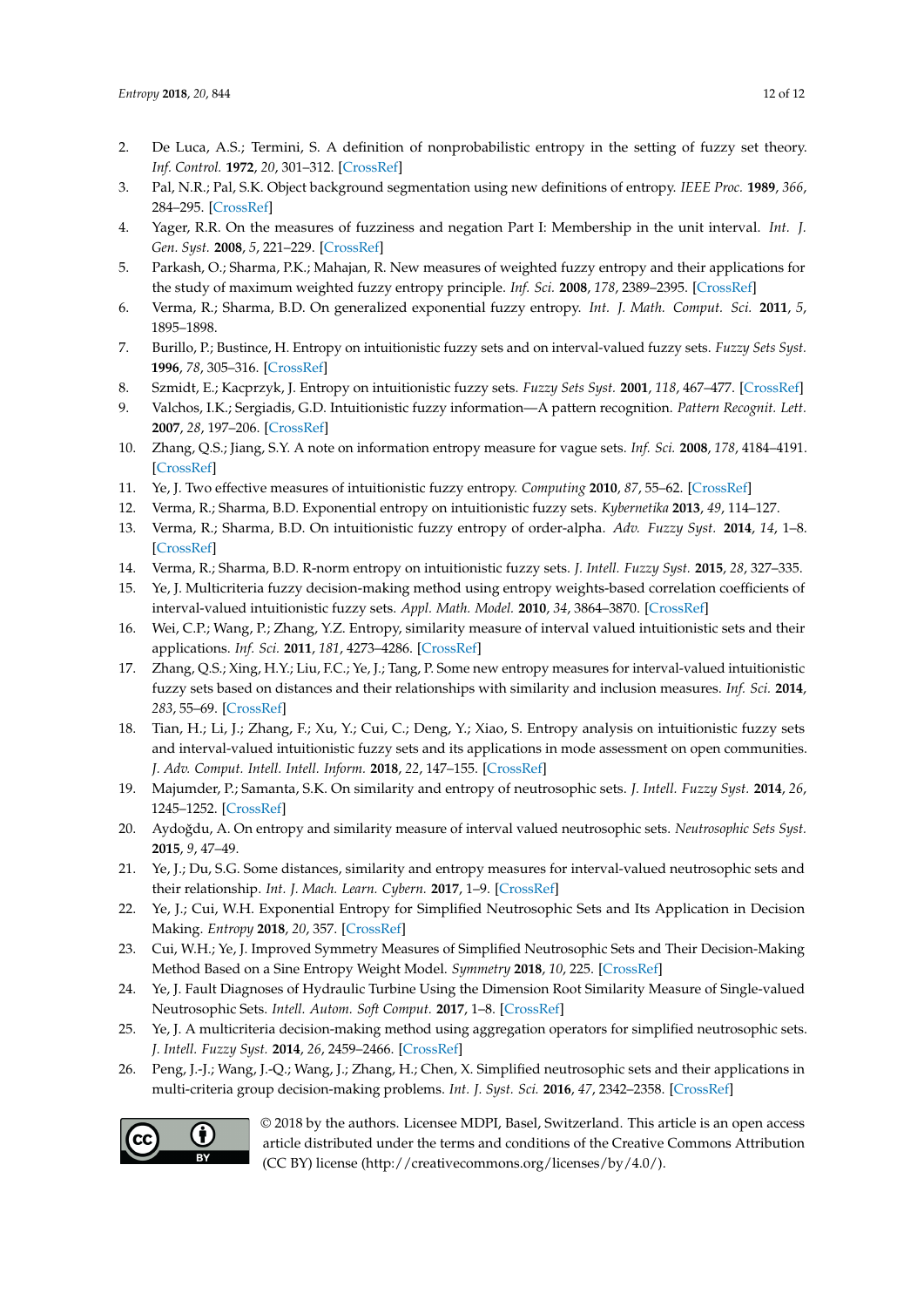2. De Luca, A.S.; Termini, S. A definition of nonprobabilistic entropy in the setting of fuzzy set theory. *Inf. Control.* **1972**, *20*, 301–312. [CrossRef]
3. Pal, N.R.; Pal, S.K. Object background segmentation using new definitions of entropy. *IEEE Proc.* **1989**, *366*, 284–295. [CrossRef]
4. Yager, R.R. On the measures of fuzziness and negation Part I: Membership in the unit interval. *Int. J. Gen. Syst.* **2008**, *5*, 221–229. [CrossRef]
5. Parkash, O.; Sharma, P.K.; Mahajan, R. New measures of weighted fuzzy entropy and their applications for the study of maximum weighted fuzzy entropy principle. *Inf. Sci.* **2008**, *178*, 2389–2395. [CrossRef]
6. Verma, R.; Sharma, B.D. On generalized exponential fuzzy entropy. *Int. J. Math. Comput. Sci.* **2011**, *5*, 1895–1898.
7. Burillo, P.; Bustince, H. Entropy on intuitionistic fuzzy sets and on interval-valued fuzzy sets. *Fuzzy Sets Syst.* **1996**, *78*, 305–316. [CrossRef]
8. Szmidt, E.; Kacprzyk, J. Entropy on intuitionistic fuzzy sets. *Fuzzy Sets Syst.* **2001**, *118*, 467–477. [CrossRef]
9. Valchos, I.K.; Sergiadis, G.D. Intuitionistic fuzzy information—A pattern recognition. *Pattern Recognit. Lett.* **2007**, *28*, 197–206. [CrossRef]
10. Zhang, Q.S.; Jiang, S.Y. A note on information entropy measure for vague sets. *Inf. Sci.* **2008**, *178*, 4184–4191. [CrossRef]
11. Ye, J. Two effective measures of intuitionistic fuzzy entropy. *Computing* **2010**, *87*, 55–62. [CrossRef]
12. Verma, R.; Sharma, B.D. Exponential entropy on intuitionistic fuzzy sets. *Kybernetika* **2013**, *49*, 114–127.
13. Verma, R.; Sharma, B.D. On intuitionistic fuzzy entropy of order-alpha. *Adv. Fuzzy Syst.* **2014**, *14*, 1–8. [CrossRef]
14. Verma, R.; Sharma, B.D. R-norm entropy on intuitionistic fuzzy sets. *J. Intell. Fuzzy Syst.* **2015**, *28*, 327–335.
15. Ye, J. Multicriteria fuzzy decision-making method using entropy weights-based correlation coefficients of interval-valued intuitionistic fuzzy sets. *Appl. Math. Model.* **2010**, *34*, 3864–3870. [CrossRef]
16. Wei, C.P.; Wang, P.; Zhang, Y.Z. Entropy, similarity measure of interval valued intuitionistic sets and their applications. *Inf. Sci.* **2011**, *181*, 4273–4286. [CrossRef]
17. Zhang, Q.S.; Xing, H.Y.; Liu, F.C.; Ye, J.; Tang, P. Some new entropy measures for interval-valued intuitionistic fuzzy sets based on distances and their relationships with similarity and inclusion measures. *Inf. Sci.* **2014**, *283*, 55–69. [CrossRef]
18. Tian, H.; Li, J.; Zhang, F.; Xu, Y.; Cui, C.; Deng, Y.; Xiao, S. Entropy analysis on intuitionistic fuzzy sets and interval-valued intuitionistic fuzzy sets and its applications in mode assessment on open communities. *J. Adv. Comput. Intell. Intell. Inform.* **2018**, *22*, 147–155. [CrossRef]
19. Majumder, P.; Samanta, S.K. On similarity and entropy of neutrosophic sets. *J. Intell. Fuzzy Syst.* **2014**, *26*, 1245–1252. [CrossRef]
20. Aydoğdu, A. On entropy and similarity measure of interval valued neutrosophic sets. *Neutrosophic Sets Syst.* **2015**, *9*, 47–49.
21. Ye, J.; Du, S.G. Some distances, similarity and entropy measures for interval-valued neutrosophic sets and their relationship. *Int. J. Mach. Learn. Cybern.* **2017**, 1–9. [CrossRef]
22. Ye, J.; Cui, W.H. Exponential Entropy for Simplified Neutrosophic Sets and Its Application in Decision Making. *Entropy* **2018**, *20*, 357. [CrossRef]
23. Cui, W.H.; Ye, J. Improved Symmetry Measures of Simplified Neutrosophic Sets and Their Decision-Making Method Based on a Sine Entropy Weight Model. *Symmetry* **2018**, *10*, 225. [CrossRef]
24. Ye, J. Fault Diagnoses of Hydraulic Turbine Using the Dimension Root Similarity Measure of Single-valued Neutrosophic Sets. *Intell. Autom. Soft Comput.* **2017**, 1–8. [CrossRef]
25. Ye, J. A multicriteria decision-making method using aggregation operators for simplified neutrosophic sets. *J. Intell. Fuzzy Syst.* **2014**, *26*, 2459–2466. [CrossRef]
26. Peng, J.-J.; Wang, J.-Q.; Wang, J.; Zhang, H.; Chen, X. Simplified neutrosophic sets and their applications in multi-criteria group decision-making problems. *Int. J. Syst. Sci.* **2016**, *47*, 2342–2358. [CrossRef]

© 2018 by the authors. Licensee MDPI, Basel, Switzerland. This article is an open access article distributed under the terms and conditions of the Creative Commons Attribution (CC BY) license (http://creativecommons.org/licenses/by/4.0/).